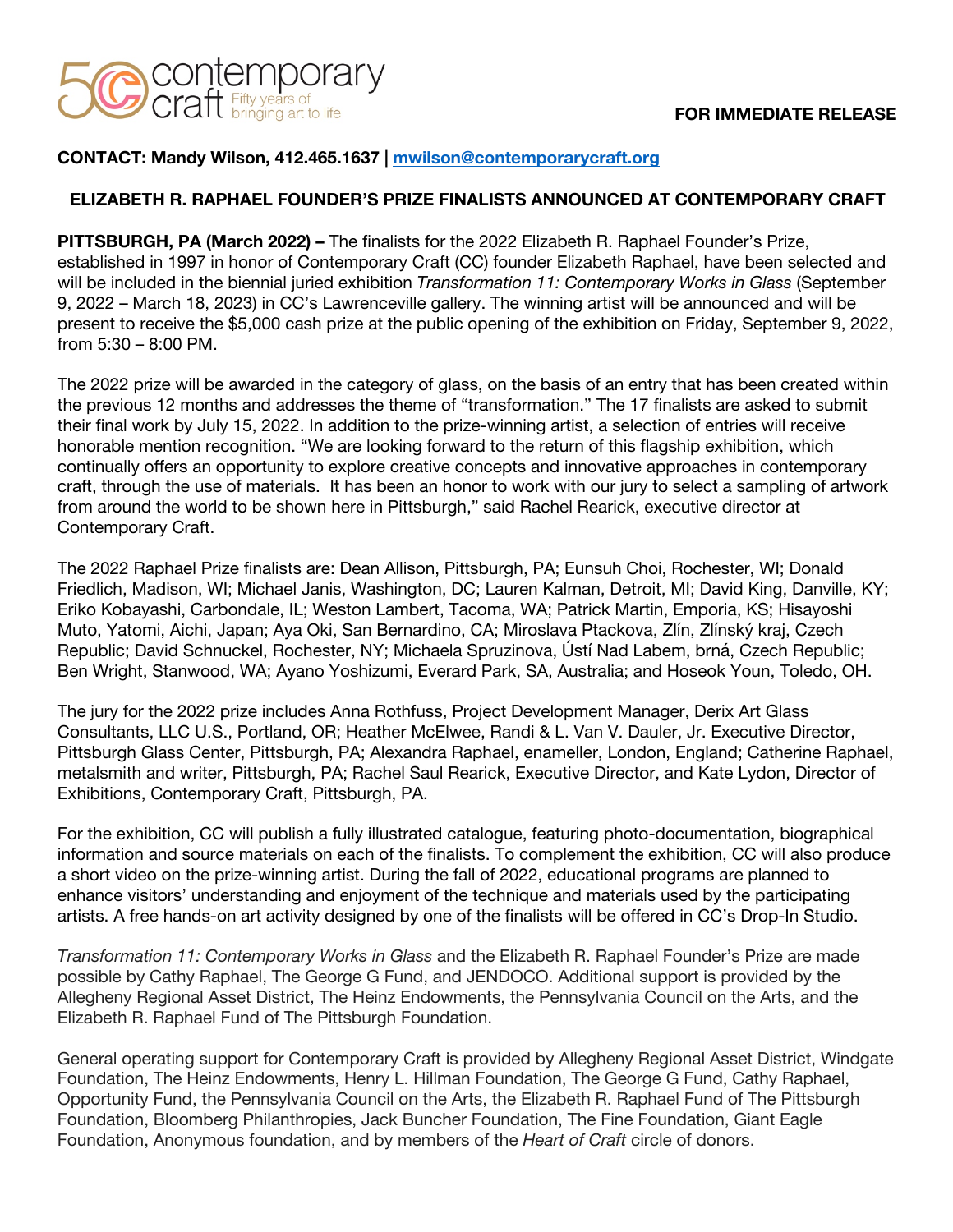contemporary craft Fifty years of bringing art to life

**FOR IMMEDIATE RELEASE**

**CONTACT: Mandy Wilson, 412.465.1637 | mwilson@contemporarycraft.org**

**ELIZABETH R. RAPHAEL FOUNDER'S PRIZE FINALISTS ANNOUNCED AT CONTEMPORARY CRAFT**

**PITTSBURGH, PA (March 2022) –** The finalists for the 2022 Elizabeth R. Raphael Founder's Prize, established in 1997 in honor of Contemporary Craft (CC) founder Elizabeth Raphael, have been selected and will be included in the biennial juried exhibition *Transformation 11: Contemporary Works in Glass* (September 9, 2022 – March 18, 2023) in CC's Lawrenceville gallery. The winning artist will be announced and will be present to receive the $5,000 cash prize at the public opening of the exhibition on Friday, September 9, 2022, from 5:30 – 8:00 PM.

The 2022 prize will be awarded in the category of glass, on the basis of an entry that has been created within the previous 12 months and addresses the theme of "transformation." The 17 finalists are asked to submit their final work by July 15, 2022. In addition to the prize-winning artist, a selection of entries will receive honorable mention recognition. "We are looking forward to the return of this flagship exhibition, which continually offers an opportunity to explore creative concepts and innovative approaches in contemporary craft, through the use of materials. It has been an honor to work with our jury to select a sampling of artwork from around the world to be shown here in Pittsburgh," said Rachel Rearick, executive director at Contemporary Craft.

The 2022 Raphael Prize finalists are: Dean Allison, Pittsburgh, PA; Eunsuh Choi, Rochester, WI; Donald Friedlich, Madison, WI; Michael Janis, Washington, DC; Lauren Kalman, Detroit, MI; David King, Danville, KY; Eriko Kobayashi, Carbondale, IL; Weston Lambert, Tacoma, WA; Patrick Martin, Emporia, KS; Hisayoshi Muto, Yatomi, Aichi, Japan; Aya Oki, San Bernardino, CA; Miroslava Ptackova, Zlín, Zlínský kraj, Czech Republic; David Schnuckel, Rochester, NY; Michaela Spruzinova, Ústí Nad Labem, brná, Czech Republic; Ben Wright, Stanwood, WA; Ayano Yoshizumi, Everard Park, SA, Australia; and Hoseok Youn, Toledo, OH.

The jury for the 2022 prize includes Anna Rothfuss, Project Development Manager, Derix Art Glass Consultants, LLC U.S., Portland, OR; Heather McElwee, Randi & L. Van V. Dauler, Jr. Executive Director, Pittsburgh Glass Center, Pittsburgh, PA; Alexandra Raphael, enameller, London, England; Catherine Raphael, metalsmith and writer, Pittsburgh, PA; Rachel Saul Rearick, Executive Director, and Kate Lydon, Director of Exhibitions, Contemporary Craft, Pittsburgh, PA.

For the exhibition, CC will publish a fully illustrated catalogue, featuring photo-documentation, biographical information and source materials on each of the finalists. To complement the exhibition, CC will also produce a short video on the prize-winning artist. During the fall of 2022, educational programs are planned to enhance visitors' understanding and enjoyment of the technique and materials used by the participating artists. A free hands-on art activity designed by one of the finalists will be offered in CC's Drop-In Studio.

*Transformation 11: Contemporary Works in Glass* and the Elizabeth R. Raphael Founder's Prize are made possible by Cathy Raphael, The George G Fund, and JENDOCO. Additional support is provided by the Allegheny Regional Asset District, The Heinz Endowments, the Pennsylvania Council on the Arts, and the Elizabeth R. Raphael Fund of The Pittsburgh Foundation.

General operating support for Contemporary Craft is provided by Allegheny Regional Asset District, Windgate Foundation, The Heinz Endowments, Henry L. Hillman Foundation, The George G Fund, Cathy Raphael, Opportunity Fund, the Pennsylvania Council on the Arts, the Elizabeth R. Raphael Fund of The Pittsburgh Foundation, Bloomberg Philanthropies, Jack Buncher Foundation, The Fine Foundation, Giant Eagle Foundation, Anonymous foundation, and by members of the *Heart of Craft* circle of donors.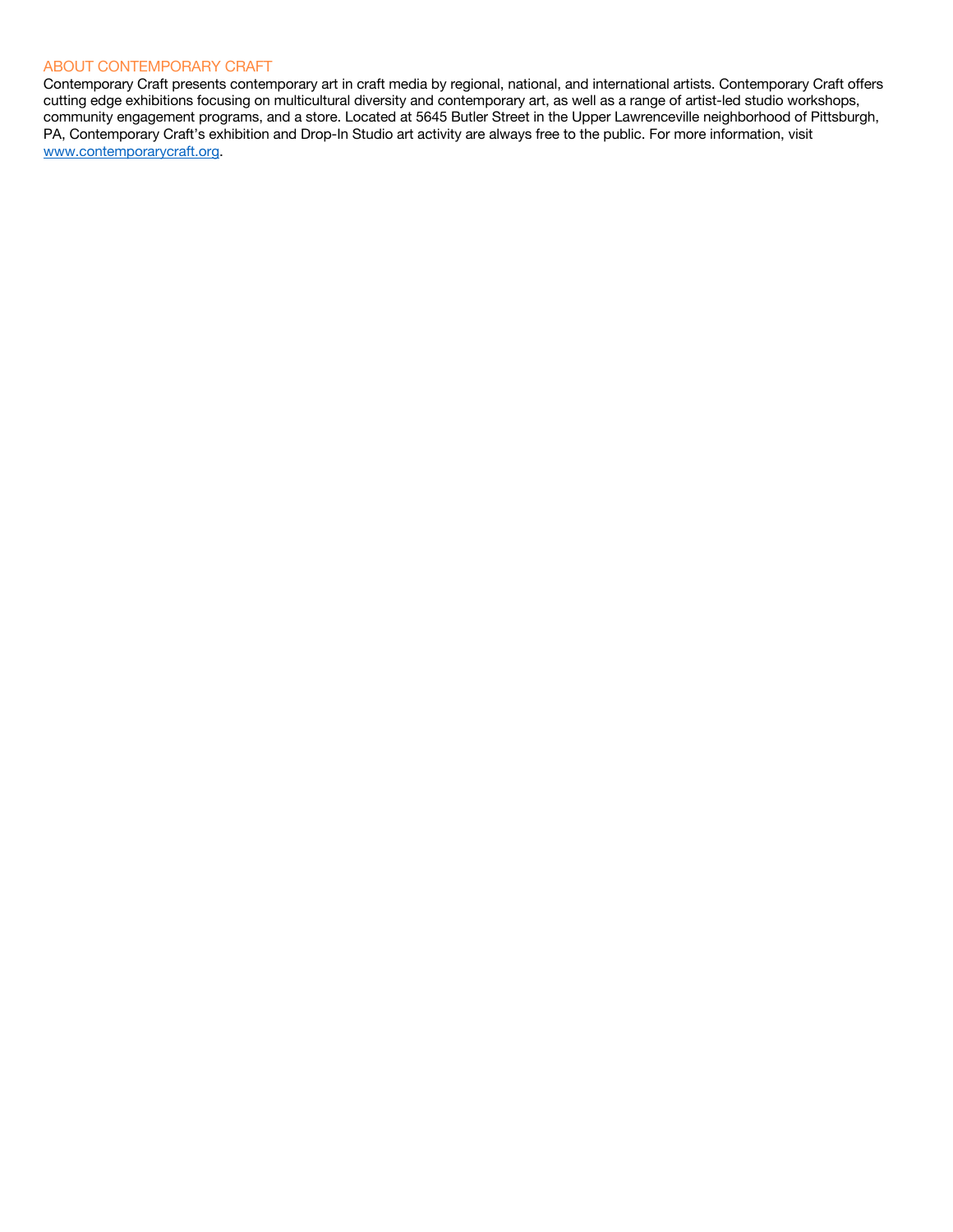## ABOUT CONTEMPORARY CRAFT

Contemporary Craft presents contemporary art in craft media by regional, national, and international artists. Contemporary Craft offers cutting edge exhibitions focusing on multicultural diversity and contemporary art, as well as a range of artist-led studio workshops, community engagement programs, and a store. Located at 5645 Butler Street in the Upper Lawrenceville neighborhood of Pittsburgh, PA, Contemporary Craft's exhibition and Drop-In Studio art activity are always free to the public. For more information, visit [www.contemporarycraft.org](http://www.contemporarycraft.org).